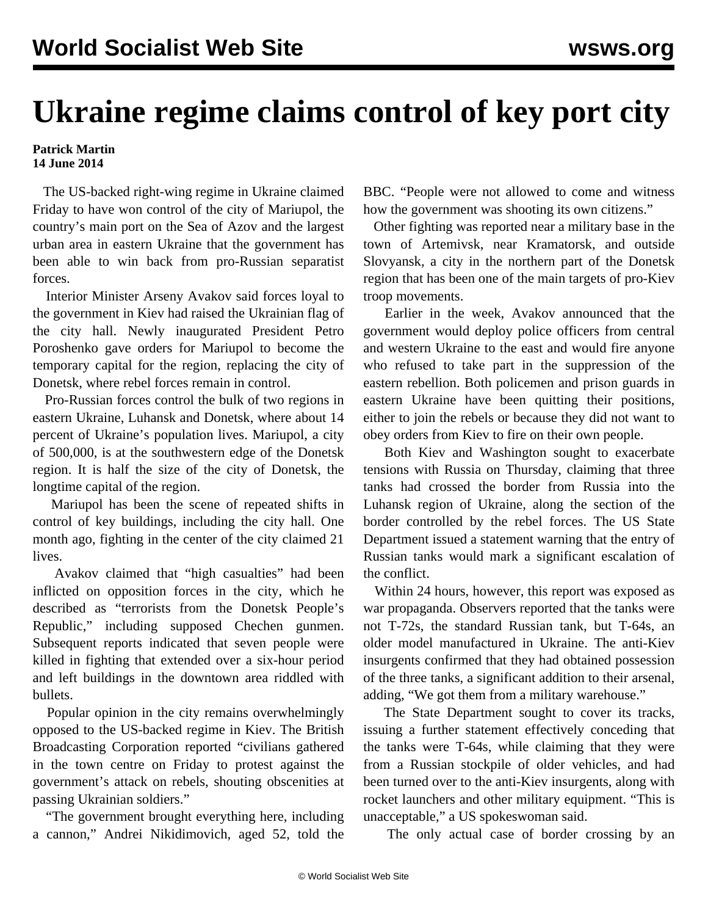# Ukraine regime claims control of key port city

**Patrick Martin**
**14 June 2014**

The US-backed right-wing regime in Ukraine claimed Friday to have won control of the city of Mariupol, the country's main port on the Sea of Azov and the largest urban area in eastern Ukraine that the government has been able to win back from pro-Russian separatist forces.

Interior Minister Arseny Avakov said forces loyal to the government in Kiev had raised the Ukrainian flag of the city hall. Newly inaugurated President Petro Poroshenko gave orders for Mariupol to become the temporary capital for the region, replacing the city of Donetsk, where rebel forces remain in control.

Pro-Russian forces control the bulk of two regions in eastern Ukraine, Luhansk and Donetsk, where about 14 percent of Ukraine's population lives. Mariupol, a city of 500,000, is at the southwestern edge of the Donetsk region. It is half the size of the city of Donetsk, the longtime capital of the region.

Mariupol has been the scene of repeated shifts in control of key buildings, including the city hall. One month ago, fighting in the center of the city claimed 21 lives.

Avakov claimed that "high casualties" had been inflicted on opposition forces in the city, which he described as "terrorists from the Donetsk People's Republic," including supposed Chechen gunmen. Subsequent reports indicated that seven people were killed in fighting that extended over a six-hour period and left buildings in the downtown area riddled with bullets.

Popular opinion in the city remains overwhelmingly opposed to the US-backed regime in Kiev. The British Broadcasting Corporation reported "civilians gathered in the town centre on Friday to protest against the government's attack on rebels, shouting obscenities at passing Ukrainian soldiers."

"The government brought everything here, including a cannon," Andrei Nikidimovich, aged 52, told the BBC. "People were not allowed to come and witness how the government was shooting its own citizens."

Other fighting was reported near a military base in the town of Artemivsk, near Kramatorsk, and outside Slovyansk, a city in the northern part of the Donetsk region that has been one of the main targets of pro-Kiev troop movements.

Earlier in the week, Avakov announced that the government would deploy police officers from central and western Ukraine to the east and would fire anyone who refused to take part in the suppression of the eastern rebellion. Both policemen and prison guards in eastern Ukraine have been quitting their positions, either to join the rebels or because they did not want to obey orders from Kiev to fire on their own people.

Both Kiev and Washington sought to exacerbate tensions with Russia on Thursday, claiming that three tanks had crossed the border from Russia into the Luhansk region of Ukraine, along the section of the border controlled by the rebel forces. The US State Department issued a statement warning that the entry of Russian tanks would mark a significant escalation of the conflict.

Within 24 hours, however, this report was exposed as war propaganda. Observers reported that the tanks were not T-72s, the standard Russian tank, but T-64s, an older model manufactured in Ukraine. The anti-Kiev insurgents confirmed that they had obtained possession of the three tanks, a significant addition to their arsenal, adding, "We got them from a military warehouse."

The State Department sought to cover its tracks, issuing a further statement effectively conceding that the tanks were T-64s, while claiming that they were from a Russian stockpile of older vehicles, and had been turned over to the anti-Kiev insurgents, along with rocket launchers and other military equipment. "This is unacceptable," a US spokeswoman said.

The only actual case of border crossing by an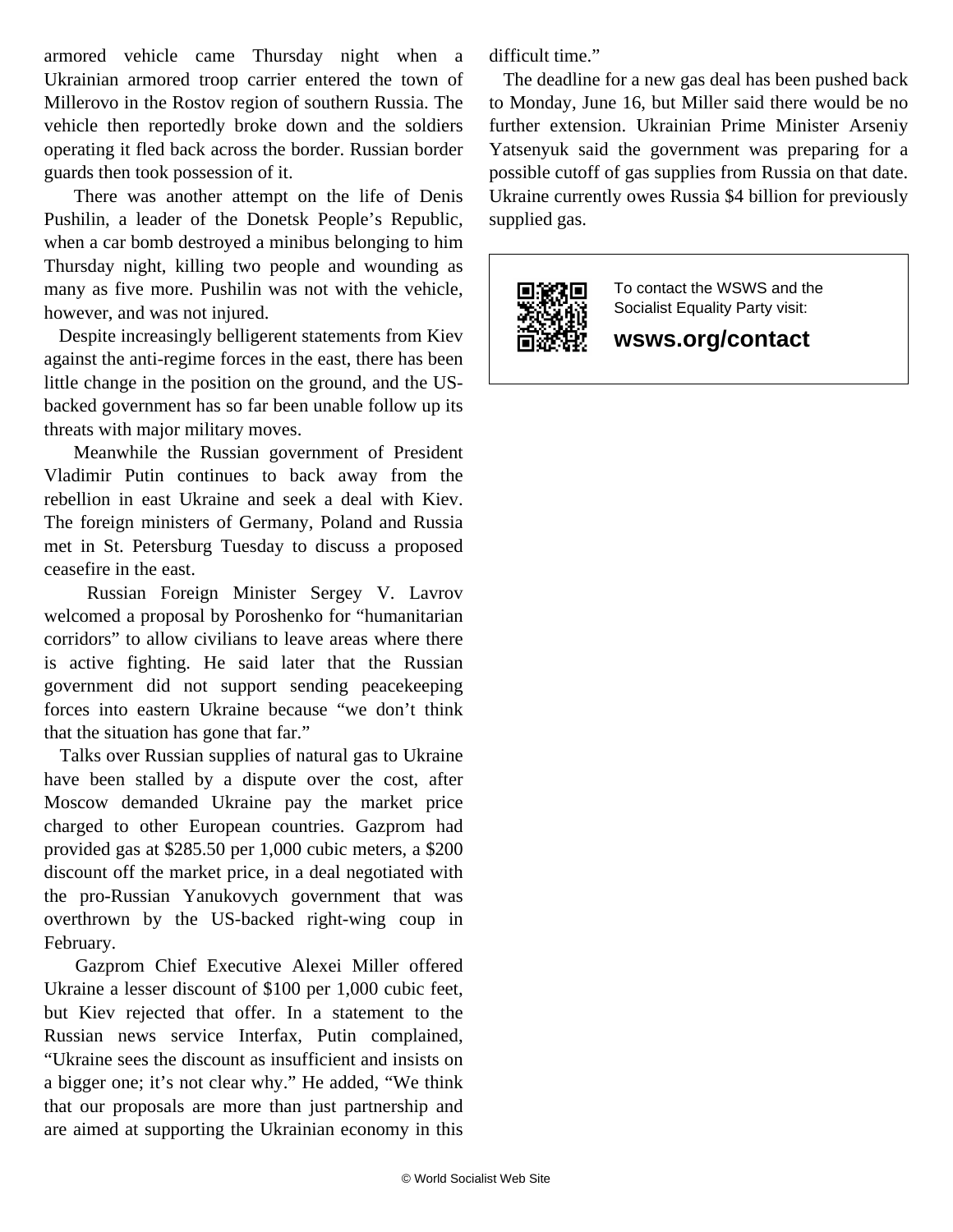armored vehicle came Thursday night when a Ukrainian armored troop carrier entered the town of Millerovo in the Rostov region of southern Russia. The vehicle then reportedly broke down and the soldiers operating it fled back across the border. Russian border guards then took possession of it.

There was another attempt on the life of Denis Pushilin, a leader of the Donetsk People's Republic, when a car bomb destroyed a minibus belonging to him Thursday night, killing two people and wounding as many as five more. Pushilin was not with the vehicle, however, and was not injured.

Despite increasingly belligerent statements from Kiev against the anti-regime forces in the east, there has been little change in the position on the ground, and the US-backed government has so far been unable follow up its threats with major military moves.

Meanwhile the Russian government of President Vladimir Putin continues to back away from the rebellion in east Ukraine and seek a deal with Kiev. The foreign ministers of Germany, Poland and Russia met in St. Petersburg Tuesday to discuss a proposed ceasefire in the east.

Russian Foreign Minister Sergey V. Lavrov welcomed a proposal by Poroshenko for "humanitarian corridors" to allow civilians to leave areas where there is active fighting. He said later that the Russian government did not support sending peacekeeping forces into eastern Ukraine because "we don't think that the situation has gone that far."

Talks over Russian supplies of natural gas to Ukraine have been stalled by a dispute over the cost, after Moscow demanded Ukraine pay the market price charged to other European countries. Gazprom had provided gas at $285.50 per 1,000 cubic meters, a $200 discount off the market price, in a deal negotiated with the pro-Russian Yanukovych government that was overthrown by the US-backed right-wing coup in February.

Gazprom Chief Executive Alexei Miller offered Ukraine a lesser discount of $100 per 1,000 cubic feet, but Kiev rejected that offer. In a statement to the Russian news service Interfax, Putin complained, "Ukraine sees the discount as insufficient and insists on a bigger one; it's not clear why." He added, "We think that our proposals are more than just partnership and are aimed at supporting the Ukrainian economy in this difficult time."

The deadline for a new gas deal has been pushed back to Monday, June 16, but Miller said there would be no further extension. Ukrainian Prime Minister Arseniy Yatsenyuk said the government was preparing for a possible cutoff of gas supplies from Russia on that date. Ukraine currently owes Russia $4 billion for previously supplied gas.

To contact the WSWS and the Socialist Equality Party visit:

**wsws.org/contact**